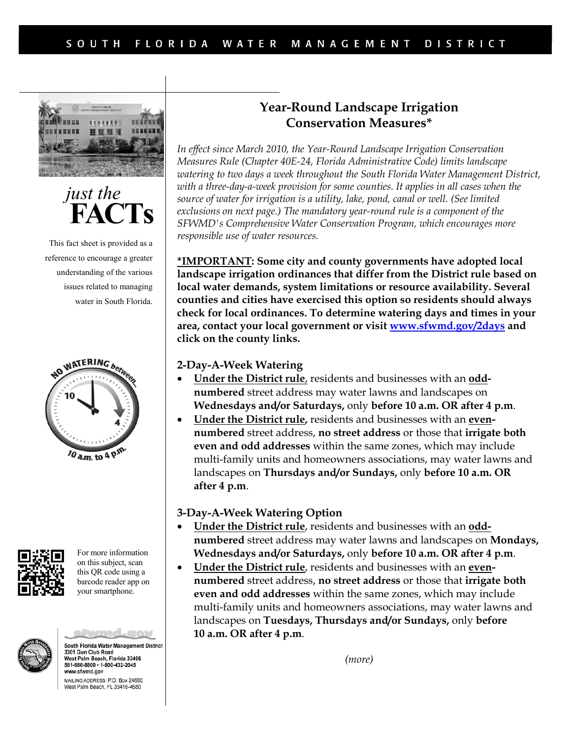SOUTH FLORIDA WATER MANAGEMENT DISTRICT

*just the* **FACTs**

This fact sheet is provided as a reference to encourage a greater understanding of the various issues related to managing water in South Florida.

# Year-Round Landscape Irrigation Conservation Measures*

*In effect since March 2010, the Year-Round Landscape Irrigation Conservation Measures Rule (Chapter 40E-24, Florida Administrative Code) limits landscape watering to two days a week throughout the South Florida Water Management District, with a three-day-a-week provision for some counties. It applies in all cases when the source of water for irrigation is a utility, lake, pond, canal or well. (See limited exclusions on next page.) The mandatory year-round rule is a component of the SFWMD's Comprehensive Water Conservation Program, which encourages more responsible use of water resources.*

**\*IMPORTANT: Some city and county governments have adopted local landscape irrigation ordinances that differ from the District rule based on local water demands, system limitations or resource availability. Several counties and cities have exercised this option so residents should always check for local ordinances. To determine watering days and times in your area, contact your local government or visit [www.sfwmd.gov/2days](http://www.sfwmd.gov/2days) and click on the county links.**

## 2-Day-A-Week Watering

- **Under the District rule**, residents and businesses with an **odd-numbered** street address may water lawns and landscapes on **Wednesdays and/or Saturdays,** only **before 10 a.m. OR after 4 p.m**.
- **Under the District rule,** residents and businesses with an **even-numbered** street address, **no street address** or those that **irrigate both even and odd addresses** within the same zones, which may include multi-family units and homeowners associations, may water lawns and landscapes on **Thursdays and/or Sundays,** only **before 10 a.m. OR after 4 p.m**.

## 3-Day-A-Week Watering Option

- **Under the District rule**, residents and businesses with an **odd-numbered** street address may water lawns and landscapes on **Mondays, Wednesdays and/or Saturdays,** only **before 10 a.m. OR after 4 p.m**.
- **Under the District rule**, residents and businesses with an **even-numbered** street address, **no street address** or those that **irrigate both even and odd addresses** within the same zones, which may include multi-family units and homeowners associations, may water lawns and landscapes on **Tuesdays, Thursdays and/or Sundays,** only **before 10 a.m. OR after 4 p.m**.

*(more)*

For more information on this subject, scan this QR code using a barcode reader app on your smartphone.

sfwmd.gov

South Florida Water Management District
3301 Gun Club Road
West Palm Beach, Florida 33406
561-686-8800 • 1-800-432-2045
www.sfwmd.gov
MAILING ADDRESS: P.O. Box 24680
West Palm Beach, FL 33416-4680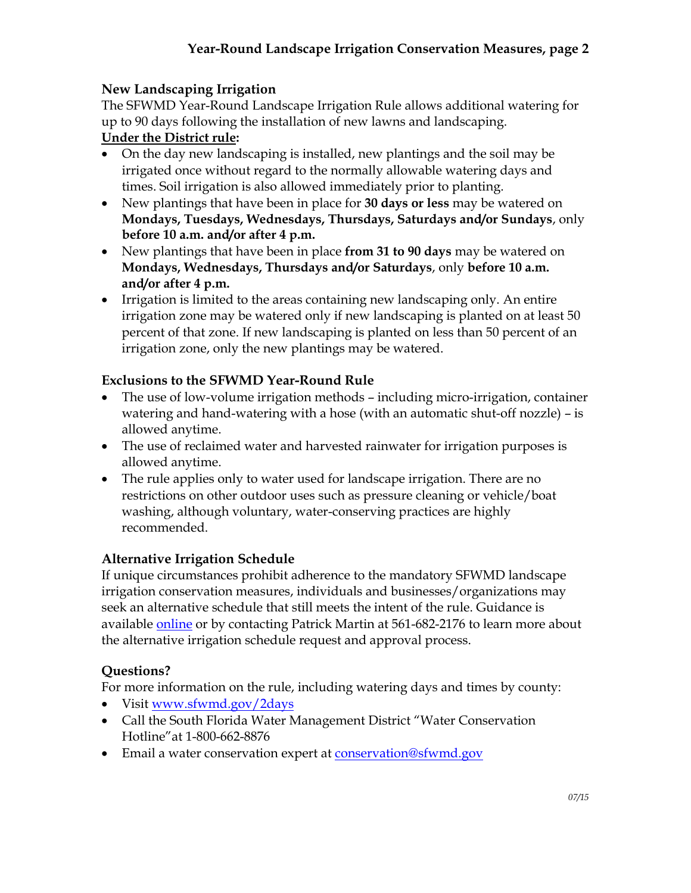## New Landscaping Irrigation

The SFWMD Year-Round Landscape Irrigation Rule allows additional watering for up to 90 days following the installation of new lawns and landscaping.

**Under the District rule:**

- On the day new landscaping is installed, new plantings and the soil may be irrigated once without regard to the normally allowable watering days and times. Soil irrigation is also allowed immediately prior to planting.
- New plantings that have been in place for **30 days or less** may be watered on **Mondays, Tuesdays, Wednesdays, Thursdays, Saturdays and/or Sundays**, only **before 10 a.m. and/or after 4 p.m.**
- New plantings that have been in place **from 31 to 90 days** may be watered on **Mondays, Wednesdays, Thursdays and/or Saturdays**, only **before 10 a.m. and/or after 4 p.m.**
- Irrigation is limited to the areas containing new landscaping only. An entire irrigation zone may be watered only if new landscaping is planted on at least 50 percent of that zone. If new landscaping is planted on less than 50 percent of an irrigation zone, only the new plantings may be watered.

## Exclusions to the SFWMD Year-Round Rule

- The use of low-volume irrigation methods – including micro-irrigation, container watering and hand-watering with a hose (with an automatic shut-off nozzle) – is allowed anytime.
- The use of reclaimed water and harvested rainwater for irrigation purposes is allowed anytime.
- The rule applies only to water used for landscape irrigation. There are no restrictions on other outdoor uses such as pressure cleaning or vehicle/boat washing, although voluntary, water-conserving practices are highly recommended.

## Alternative Irrigation Schedule

If unique circumstances prohibit adherence to the mandatory SFWMD landscape irrigation conservation measures, individuals and businesses/organizations may seek an alternative schedule that still meets the intent of the rule. Guidance is available online or by contacting Patrick Martin at 561-682-2176 to learn more about the alternative irrigation schedule request and approval process.

## Questions?

For more information on the rule, including watering days and times by county:

- Visit www.sfwmd.gov/2days
- Call the South Florida Water Management District "Water Conservation Hotline" at 1-800-662-8876
- Email a water conservation expert at conservation@sfwmd.gov

*07/15*